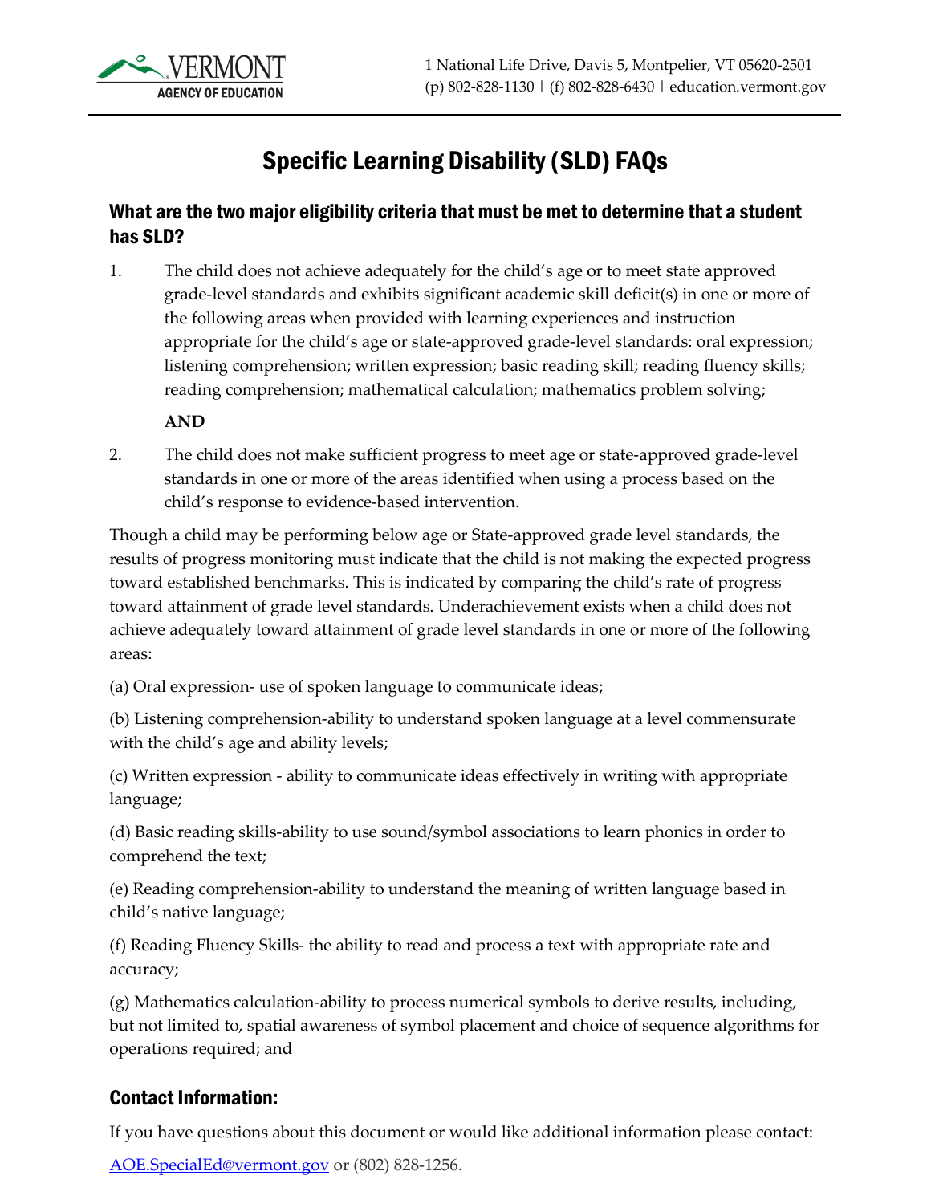# Specific Learning Disability (SLD) FAQs

## What are the two major eligibility criteria that must be met to determine that a student has SLD?

1. The child does not achieve adequately for the child's age or to meet state approved grade-level standards and exhibits significant academic skill deficit(s) in one or more of the following areas when provided with learning experiences and instruction appropriate for the child's age or state-approved grade-level standards: oral expression; listening comprehension; written expression; basic reading skill; reading fluency skills; reading comprehension; mathematical calculation; mathematics problem solving;

   **AND**

2. The child does not make sufficient progress to meet age or state-approved grade-level standards in one or more of the areas identified when using a process based on the child's response to evidence-based intervention.

Though a child may be performing below age or State-approved grade level standards, the results of progress monitoring must indicate that the child is not making the expected progress toward established benchmarks. This is indicated by comparing the child's rate of progress toward attainment of grade level standards. Underachievement exists when a child does not achieve adequately toward attainment of grade level standards in one or more of the following areas:

(a) Oral expression- use of spoken language to communicate ideas;

(b) Listening comprehension-ability to understand spoken language at a level commensurate with the child's age and ability levels;

(c) Written expression - ability to communicate ideas effectively in writing with appropriate language;

(d) Basic reading skills-ability to use sound/symbol associations to learn phonics in order to comprehend the text;

(e) Reading comprehension-ability to understand the meaning of written language based in child's native language;

(f) Reading Fluency Skills- the ability to read and process a text with appropriate rate and accuracy;

(g) Mathematics calculation-ability to process numerical symbols to derive results, including, but not limited to, spatial awareness of symbol placement and choice of sequence algorithms for operations required; and

## Contact Information:

If you have questions about this document or would like additional information please contact:

[AOE.SpecialEd@vermont.gov](mailto:AOE.SpecialEd@vermont.gov) or (802) 828-1256.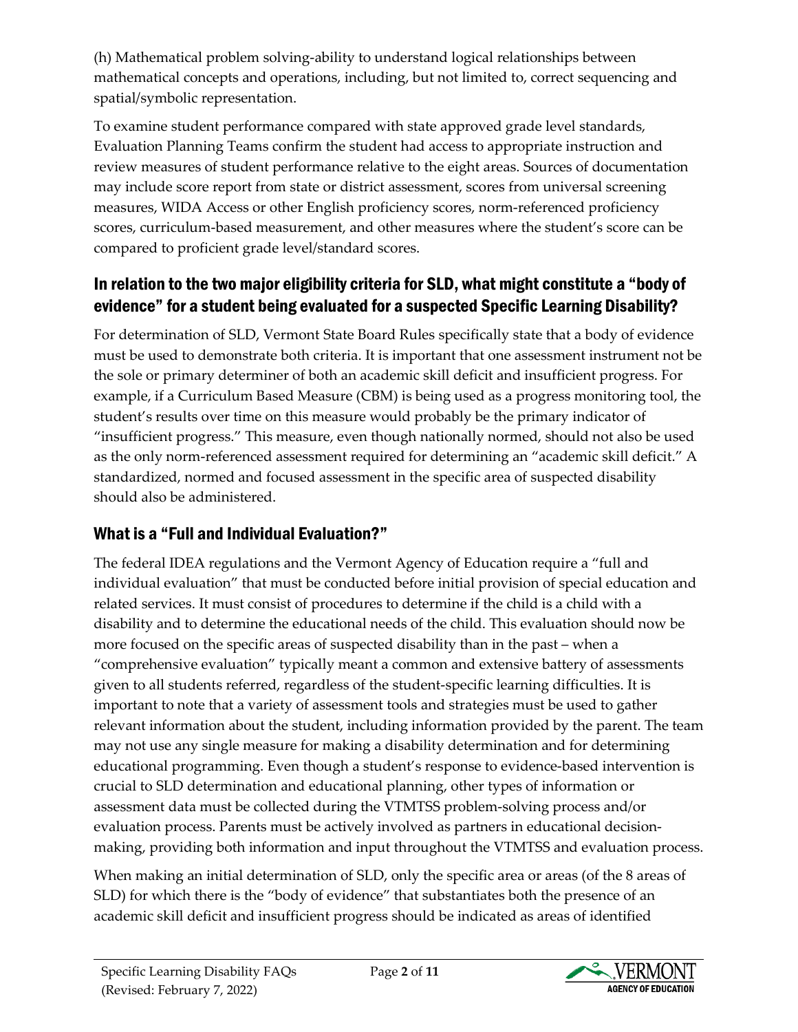(h) Mathematical problem solving-ability to understand logical relationships between mathematical concepts and operations, including, but not limited to, correct sequencing and spatial/symbolic representation.

To examine student performance compared with state approved grade level standards, Evaluation Planning Teams confirm the student had access to appropriate instruction and review measures of student performance relative to the eight areas. Sources of documentation may include score report from state or district assessment, scores from universal screening measures, WIDA Access or other English proficiency scores, norm-referenced proficiency scores, curriculum-based measurement, and other measures where the student's score can be compared to proficient grade level/standard scores.

## In relation to the two major eligibility criteria for SLD, what might constitute a "body of evidence" for a student being evaluated for a suspected Specific Learning Disability?

For determination of SLD, Vermont State Board Rules specifically state that a body of evidence must be used to demonstrate both criteria. It is important that one assessment instrument not be the sole or primary determiner of both an academic skill deficit and insufficient progress. For example, if a Curriculum Based Measure (CBM) is being used as a progress monitoring tool, the student's results over time on this measure would probably be the primary indicator of "insufficient progress." This measure, even though nationally normed, should not also be used as the only norm-referenced assessment required for determining an "academic skill deficit." A standardized, normed and focused assessment in the specific area of suspected disability should also be administered.

## What is a "Full and Individual Evaluation?"

The federal IDEA regulations and the Vermont Agency of Education require a "full and individual evaluation" that must be conducted before initial provision of special education and related services. It must consist of procedures to determine if the child is a child with a disability and to determine the educational needs of the child. This evaluation should now be more focused on the specific areas of suspected disability than in the past – when a "comprehensive evaluation" typically meant a common and extensive battery of assessments given to all students referred, regardless of the student-specific learning difficulties. It is important to note that a variety of assessment tools and strategies must be used to gather relevant information about the student, including information provided by the parent. The team may not use any single measure for making a disability determination and for determining educational programming. Even though a student's response to evidence-based intervention is crucial to SLD determination and educational planning, other types of information or assessment data must be collected during the VTMTSS problem-solving process and/or evaluation process. Parents must be actively involved as partners in educational decision-making, providing both information and input throughout the VTMTSS and evaluation process.

When making an initial determination of SLD, only the specific area or areas (of the 8 areas of SLD) for which there is the "body of evidence" that substantiates both the presence of an academic skill deficit and insufficient progress should be indicated as areas of identified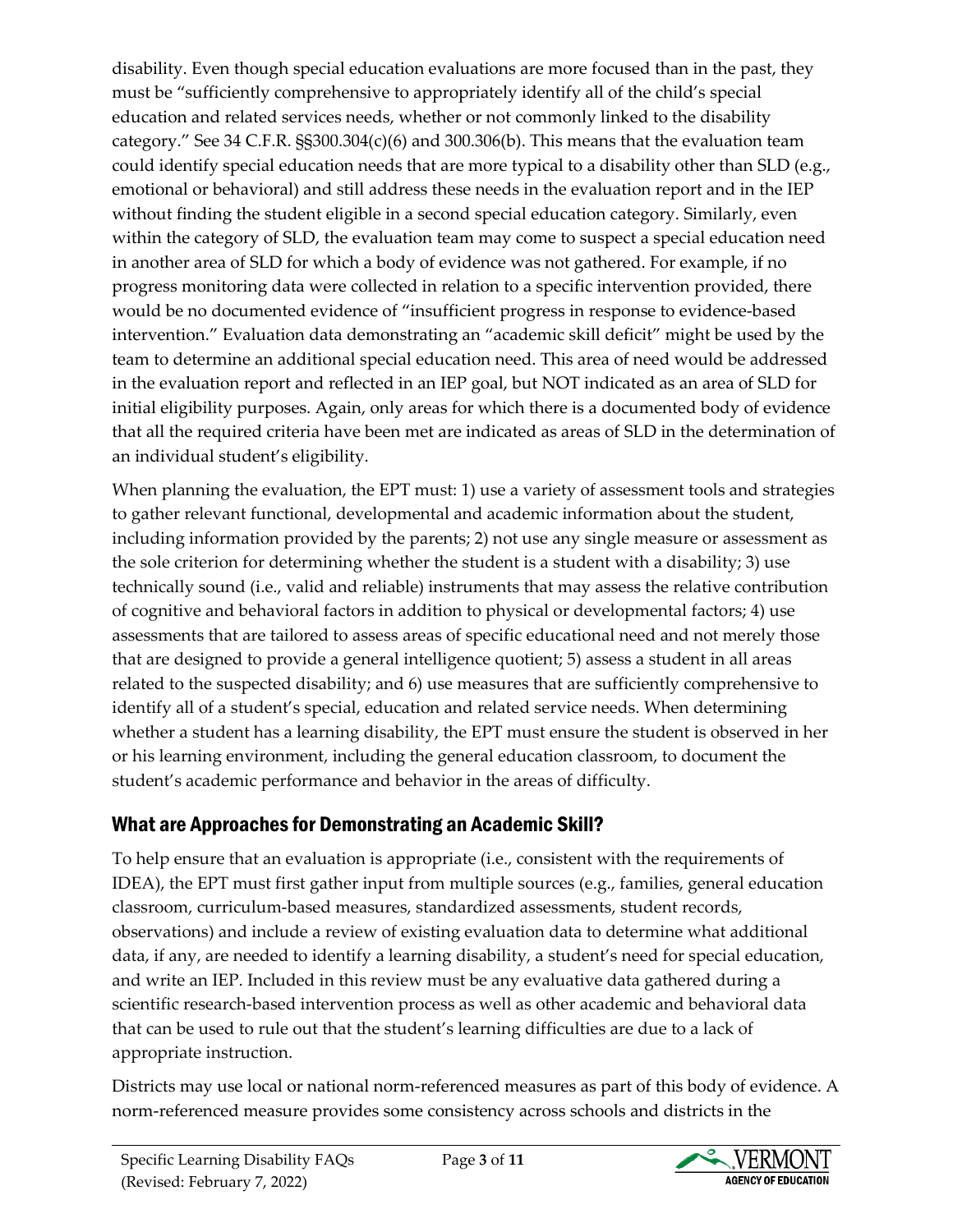disability. Even though special education evaluations are more focused than in the past, they must be "sufficiently comprehensive to appropriately identify all of the child's special education and related services needs, whether or not commonly linked to the disability category." See 34 C.F.R. §§300.304(c)(6) and 300.306(b). This means that the evaluation team could identify special education needs that are more typical to a disability other than SLD (e.g., emotional or behavioral) and still address these needs in the evaluation report and in the IEP without finding the student eligible in a second special education category. Similarly, even within the category of SLD, the evaluation team may come to suspect a special education need in another area of SLD for which a body of evidence was not gathered. For example, if no progress monitoring data were collected in relation to a specific intervention provided, there would be no documented evidence of "insufficient progress in response to evidence-based intervention." Evaluation data demonstrating an "academic skill deficit" might be used by the team to determine an additional special education need. This area of need would be addressed in the evaluation report and reflected in an IEP goal, but NOT indicated as an area of SLD for initial eligibility purposes. Again, only areas for which there is a documented body of evidence that all the required criteria have been met are indicated as areas of SLD in the determination of an individual student's eligibility.

When planning the evaluation, the EPT must: 1) use a variety of assessment tools and strategies to gather relevant functional, developmental and academic information about the student, including information provided by the parents; 2) not use any single measure or assessment as the sole criterion for determining whether the student is a student with a disability; 3) use technically sound (i.e., valid and reliable) instruments that may assess the relative contribution of cognitive and behavioral factors in addition to physical or developmental factors; 4) use assessments that are tailored to assess areas of specific educational need and not merely those that are designed to provide a general intelligence quotient; 5) assess a student in all areas related to the suspected disability; and 6) use measures that are sufficiently comprehensive to identify all of a student's special, education and related service needs. When determining whether a student has a learning disability, the EPT must ensure the student is observed in her or his learning environment, including the general education classroom, to document the student's academic performance and behavior in the areas of difficulty.

## What are Approaches for Demonstrating an Academic Skill?

To help ensure that an evaluation is appropriate (i.e., consistent with the requirements of IDEA), the EPT must first gather input from multiple sources (e.g., families, general education classroom, curriculum-based measures, standardized assessments, student records, observations) and include a review of existing evaluation data to determine what additional data, if any, are needed to identify a learning disability, a student's need for special education, and write an IEP. Included in this review must be any evaluative data gathered during a scientific research-based intervention process as well as other academic and behavioral data that can be used to rule out that the student's learning difficulties are due to a lack of appropriate instruction.

Districts may use local or national norm-referenced measures as part of this body of evidence. A norm-referenced measure provides some consistency across schools and districts in the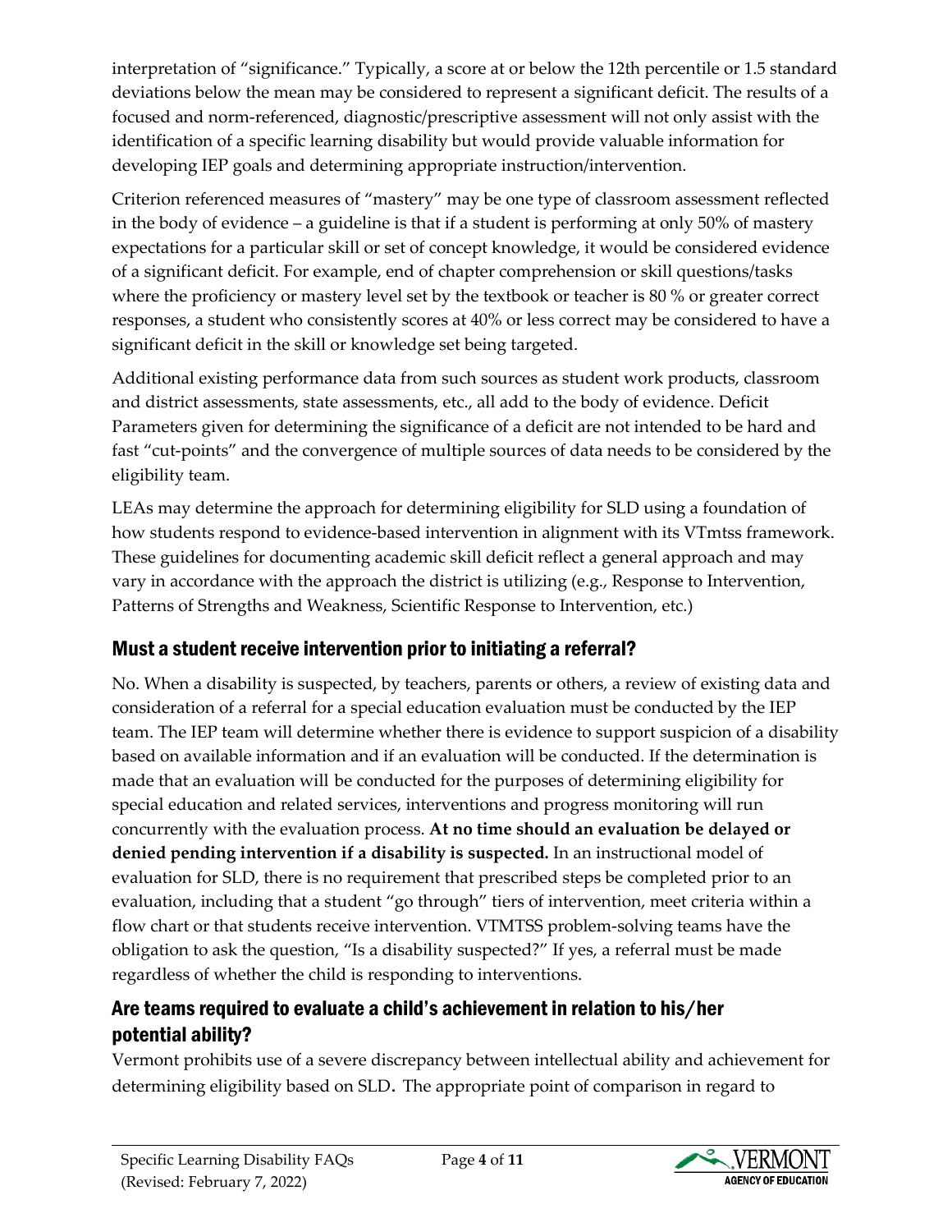interpretation of "significance." Typically, a score at or below the 12th percentile or 1.5 standard deviations below the mean may be considered to represent a significant deficit. The results of a focused and norm-referenced, diagnostic/prescriptive assessment will not only assist with the identification of a specific learning disability but would provide valuable information for developing IEP goals and determining appropriate instruction/intervention.

Criterion referenced measures of "mastery" may be one type of classroom assessment reflected in the body of evidence – a guideline is that if a student is performing at only 50% of mastery expectations for a particular skill or set of concept knowledge, it would be considered evidence of a significant deficit. For example, end of chapter comprehension or skill questions/tasks where the proficiency or mastery level set by the textbook or teacher is 80 % or greater correct responses, a student who consistently scores at 40% or less correct may be considered to have a significant deficit in the skill or knowledge set being targeted.

Additional existing performance data from such sources as student work products, classroom and district assessments, state assessments, etc., all add to the body of evidence. Deficit Parameters given for determining the significance of a deficit are not intended to be hard and fast "cut-points" and the convergence of multiple sources of data needs to be considered by the eligibility team.

LEAs may determine the approach for determining eligibility for SLD using a foundation of how students respond to evidence-based intervention in alignment with its VTmtss framework. These guidelines for documenting academic skill deficit reflect a general approach and may vary in accordance with the approach the district is utilizing (e.g., Response to Intervention, Patterns of Strengths and Weakness, Scientific Response to Intervention, etc.)

## Must a student receive intervention prior to initiating a referral?

No. When a disability is suspected, by teachers, parents or others, a review of existing data and consideration of a referral for a special education evaluation must be conducted by the IEP team. The IEP team will determine whether there is evidence to support suspicion of a disability based on available information and if an evaluation will be conducted. If the determination is made that an evaluation will be conducted for the purposes of determining eligibility for special education and related services, interventions and progress monitoring will run concurrently with the evaluation process. **At no time should an evaluation be delayed or denied pending intervention if a disability is suspected.** In an instructional model of evaluation for SLD, there is no requirement that prescribed steps be completed prior to an evaluation, including that a student "go through" tiers of intervention, meet criteria within a flow chart or that students receive intervention. VTMTSS problem-solving teams have the obligation to ask the question, "Is a disability suspected?" If yes, a referral must be made regardless of whether the child is responding to interventions.

## Are teams required to evaluate a child's achievement in relation to his/her potential ability?

Vermont prohibits use of a severe discrepancy between intellectual ability and achievement for determining eligibility based on SLD**.** The appropriate point of comparison in regard to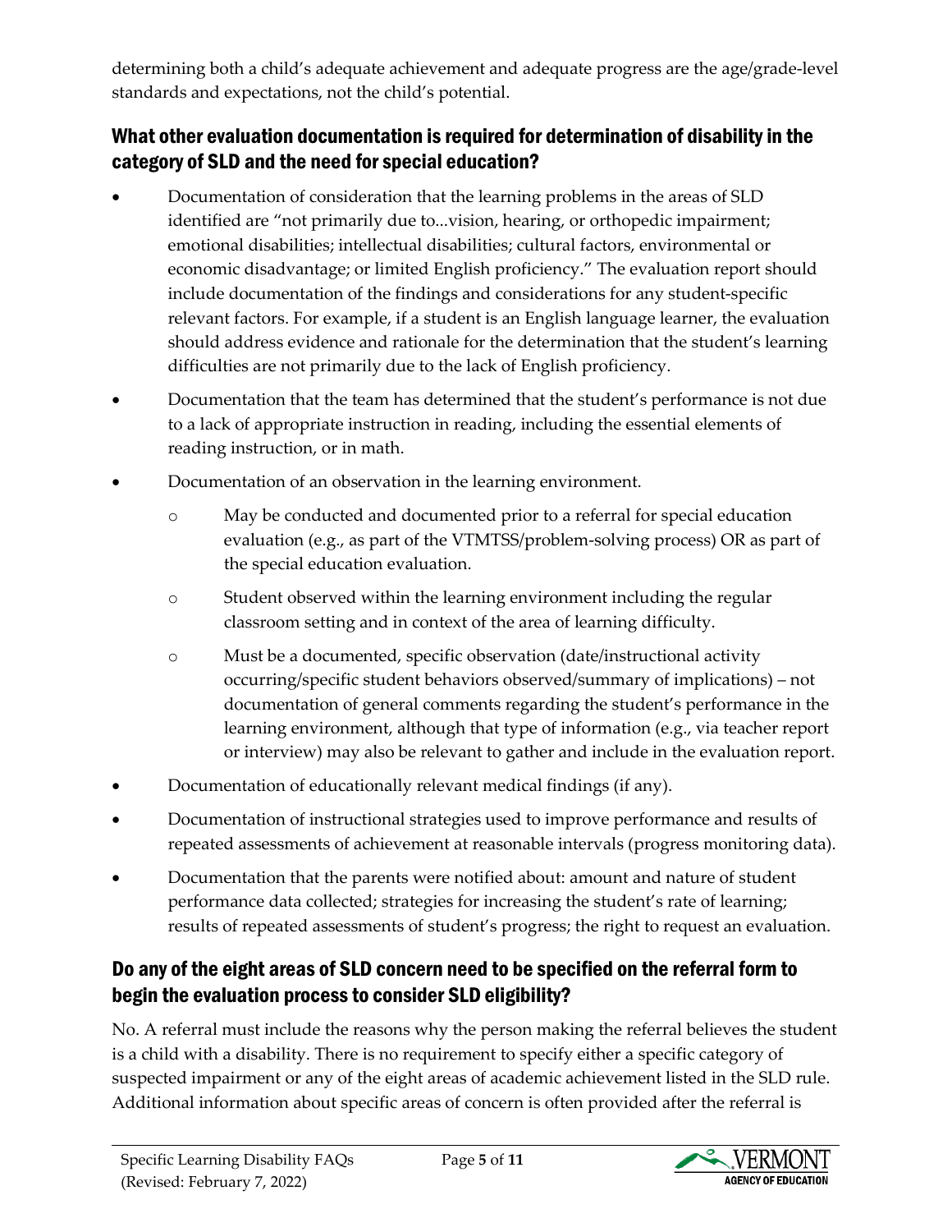determining both a child's adequate achievement and adequate progress are the age/grade-level standards and expectations, not the child's potential.

## What other evaluation documentation is required for determination of disability in the category of SLD and the need for special education?

- Documentation of consideration that the learning problems in the areas of SLD identified are "not primarily due to...vision, hearing, or orthopedic impairment; emotional disabilities; intellectual disabilities; cultural factors, environmental or economic disadvantage; or limited English proficiency." The evaluation report should include documentation of the findings and considerations for any student-specific relevant factors. For example, if a student is an English language learner, the evaluation should address evidence and rationale for the determination that the student's learning difficulties are not primarily due to the lack of English proficiency.
- Documentation that the team has determined that the student's performance is not due to a lack of appropriate instruction in reading, including the essential elements of reading instruction, or in math.
- Documentation of an observation in the learning environment.
  - May be conducted and documented prior to a referral for special education evaluation (e.g., as part of the VTMTSS/problem-solving process) OR as part of the special education evaluation.
  - Student observed within the learning environment including the regular classroom setting and in context of the area of learning difficulty.
  - Must be a documented, specific observation (date/instructional activity occurring/specific student behaviors observed/summary of implications) – not documentation of general comments regarding the student's performance in the learning environment, although that type of information (e.g., via teacher report or interview) may also be relevant to gather and include in the evaluation report.
- Documentation of educationally relevant medical findings (if any).
- Documentation of instructional strategies used to improve performance and results of repeated assessments of achievement at reasonable intervals (progress monitoring data).
- Documentation that the parents were notified about: amount and nature of student performance data collected; strategies for increasing the student's rate of learning; results of repeated assessments of student's progress; the right to request an evaluation.

## Do any of the eight areas of SLD concern need to be specified on the referral form to begin the evaluation process to consider SLD eligibility?

No. A referral must include the reasons why the person making the referral believes the student is a child with a disability. There is no requirement to specify either a specific category of suspected impairment or any of the eight areas of academic achievement listed in the SLD rule. Additional information about specific areas of concern is often provided after the referral is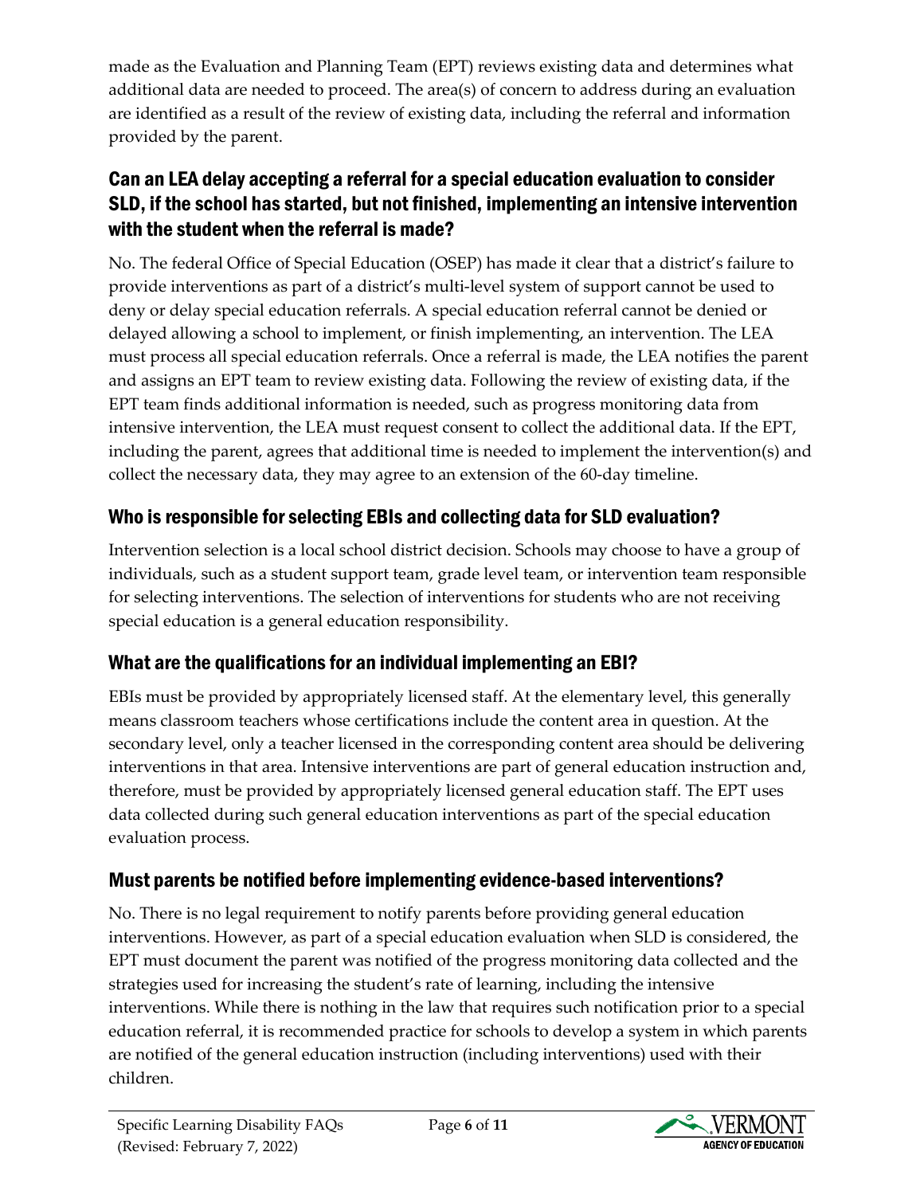made as the Evaluation and Planning Team (EPT) reviews existing data and determines what additional data are needed to proceed. The area(s) of concern to address during an evaluation are identified as a result of the review of existing data, including the referral and information provided by the parent.

## Can an LEA delay accepting a referral for a special education evaluation to consider SLD, if the school has started, but not finished, implementing an intensive intervention with the student when the referral is made?

No. The federal Office of Special Education (OSEP) has made it clear that a district's failure to provide interventions as part of a district's multi-level system of support cannot be used to deny or delay special education referrals. A special education referral cannot be denied or delayed allowing a school to implement, or finish implementing, an intervention. The LEA must process all special education referrals. Once a referral is made, the LEA notifies the parent and assigns an EPT team to review existing data. Following the review of existing data, if the EPT team finds additional information is needed, such as progress monitoring data from intensive intervention, the LEA must request consent to collect the additional data. If the EPT, including the parent, agrees that additional time is needed to implement the intervention(s) and collect the necessary data, they may agree to an extension of the 60-day timeline.

## Who is responsible for selecting EBIs and collecting data for SLD evaluation?

Intervention selection is a local school district decision. Schools may choose to have a group of individuals, such as a student support team, grade level team, or intervention team responsible for selecting interventions. The selection of interventions for students who are not receiving special education is a general education responsibility.

## What are the qualifications for an individual implementing an EBI?

EBIs must be provided by appropriately licensed staff. At the elementary level, this generally means classroom teachers whose certifications include the content area in question. At the secondary level, only a teacher licensed in the corresponding content area should be delivering interventions in that area. Intensive interventions are part of general education instruction and, therefore, must be provided by appropriately licensed general education staff. The EPT uses data collected during such general education interventions as part of the special education evaluation process.

## Must parents be notified before implementing evidence-based interventions?

No. There is no legal requirement to notify parents before providing general education interventions. However, as part of a special education evaluation when SLD is considered, the EPT must document the parent was notified of the progress monitoring data collected and the strategies used for increasing the student's rate of learning, including the intensive interventions. While there is nothing in the law that requires such notification prior to a special education referral, it is recommended practice for schools to develop a system in which parents are notified of the general education instruction (including interventions) used with their children.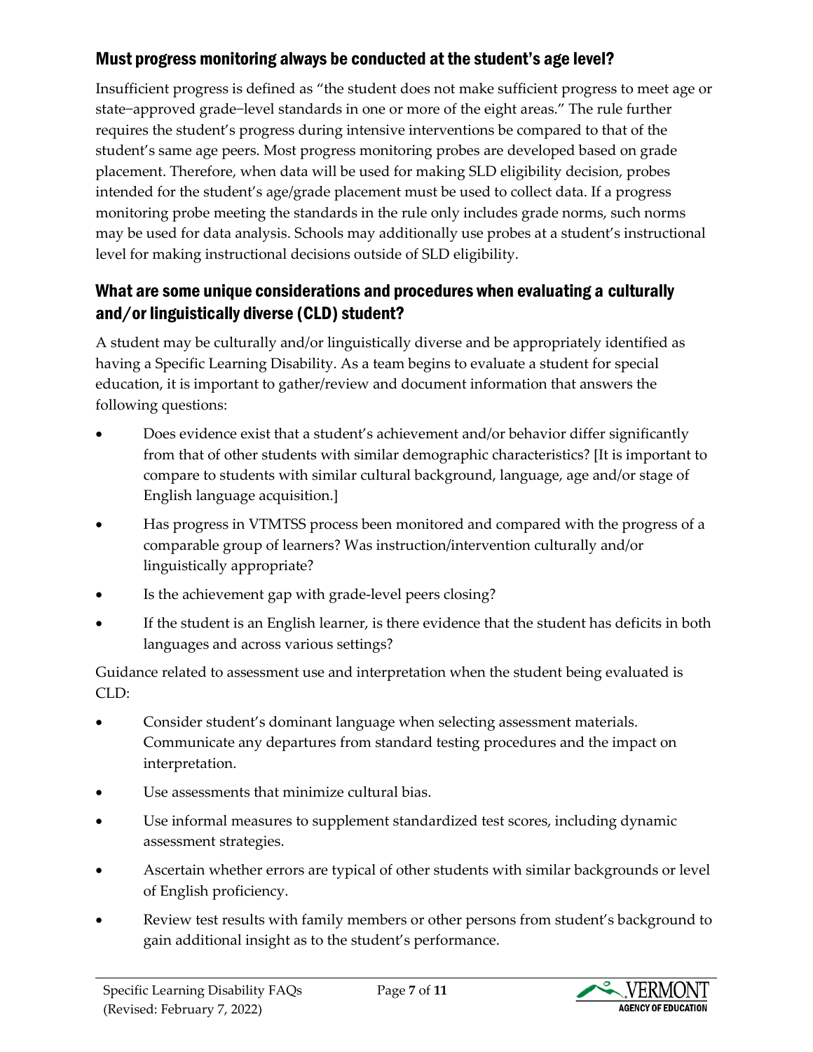## Must progress monitoring always be conducted at the student's age level?

Insufficient progress is defined as "the student does not make sufficient progress to meet age or state–approved grade–level standards in one or more of the eight areas." The rule further requires the student's progress during intensive interventions be compared to that of the student's same age peers. Most progress monitoring probes are developed based on grade placement. Therefore, when data will be used for making SLD eligibility decision, probes intended for the student's age/grade placement must be used to collect data. If a progress monitoring probe meeting the standards in the rule only includes grade norms, such norms may be used for data analysis. Schools may additionally use probes at a student's instructional level for making instructional decisions outside of SLD eligibility.

## What are some unique considerations and procedures when evaluating a culturally and/or linguistically diverse (CLD) student?

A student may be culturally and/or linguistically diverse and be appropriately identified as having a Specific Learning Disability. As a team begins to evaluate a student for special education, it is important to gather/review and document information that answers the following questions:

- Does evidence exist that a student's achievement and/or behavior differ significantly from that of other students with similar demographic characteristics? [It is important to compare to students with similar cultural background, language, age and/or stage of English language acquisition.]
- Has progress in VTMTSS process been monitored and compared with the progress of a comparable group of learners? Was instruction/intervention culturally and/or linguistically appropriate?
- Is the achievement gap with grade-level peers closing?
- If the student is an English learner, is there evidence that the student has deficits in both languages and across various settings?

Guidance related to assessment use and interpretation when the student being evaluated is CLD:

- Consider student's dominant language when selecting assessment materials. Communicate any departures from standard testing procedures and the impact on interpretation.
- Use assessments that minimize cultural bias.
- Use informal measures to supplement standardized test scores, including dynamic assessment strategies.
- Ascertain whether errors are typical of other students with similar backgrounds or level of English proficiency.
- Review test results with family members or other persons from student's background to gain additional insight as to the student's performance.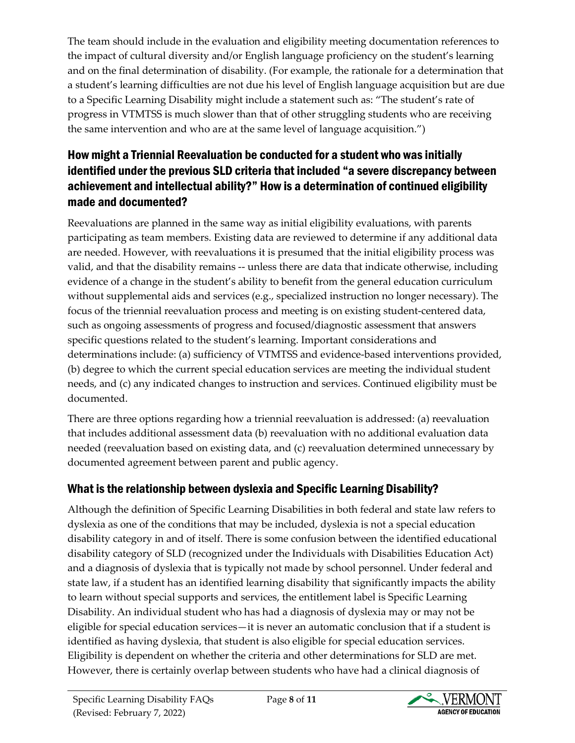The team should include in the evaluation and eligibility meeting documentation references to the impact of cultural diversity and/or English language proficiency on the student's learning and on the final determination of disability. (For example, the rationale for a determination that a student's learning difficulties are not due his level of English language acquisition but are due to a Specific Learning Disability might include a statement such as: "The student's rate of progress in VTMTSS is much slower than that of other struggling students who are receiving the same intervention and who are at the same level of language acquisition.")

## How might a Triennial Reevaluation be conducted for a student who was initially identified under the previous SLD criteria that included "a severe discrepancy between achievement and intellectual ability?" How is a determination of continued eligibility made and documented?

Reevaluations are planned in the same way as initial eligibility evaluations, with parents participating as team members. Existing data are reviewed to determine if any additional data are needed. However, with reevaluations it is presumed that the initial eligibility process was valid, and that the disability remains -- unless there are data that indicate otherwise, including evidence of a change in the student's ability to benefit from the general education curriculum without supplemental aids and services (e.g., specialized instruction no longer necessary). The focus of the triennial reevaluation process and meeting is on existing student-centered data, such as ongoing assessments of progress and focused/diagnostic assessment that answers specific questions related to the student's learning. Important considerations and determinations include: (a) sufficiency of VTMTSS and evidence-based interventions provided, (b) degree to which the current special education services are meeting the individual student needs, and (c) any indicated changes to instruction and services. Continued eligibility must be documented.

There are three options regarding how a triennial reevaluation is addressed: (a) reevaluation that includes additional assessment data (b) reevaluation with no additional evaluation data needed (reevaluation based on existing data, and (c) reevaluation determined unnecessary by documented agreement between parent and public agency.

## What is the relationship between dyslexia and Specific Learning Disability?

Although the definition of Specific Learning Disabilities in both federal and state law refers to dyslexia as one of the conditions that may be included, dyslexia is not a special education disability category in and of itself. There is some confusion between the identified educational disability category of SLD (recognized under the Individuals with Disabilities Education Act) and a diagnosis of dyslexia that is typically not made by school personnel. Under federal and state law, if a student has an identified learning disability that significantly impacts the ability to learn without special supports and services, the entitlement label is Specific Learning Disability. An individual student who has had a diagnosis of dyslexia may or may not be eligible for special education services—it is never an automatic conclusion that if a student is identified as having dyslexia, that student is also eligible for special education services. Eligibility is dependent on whether the criteria and other determinations for SLD are met. However, there is certainly overlap between students who have had a clinical diagnosis of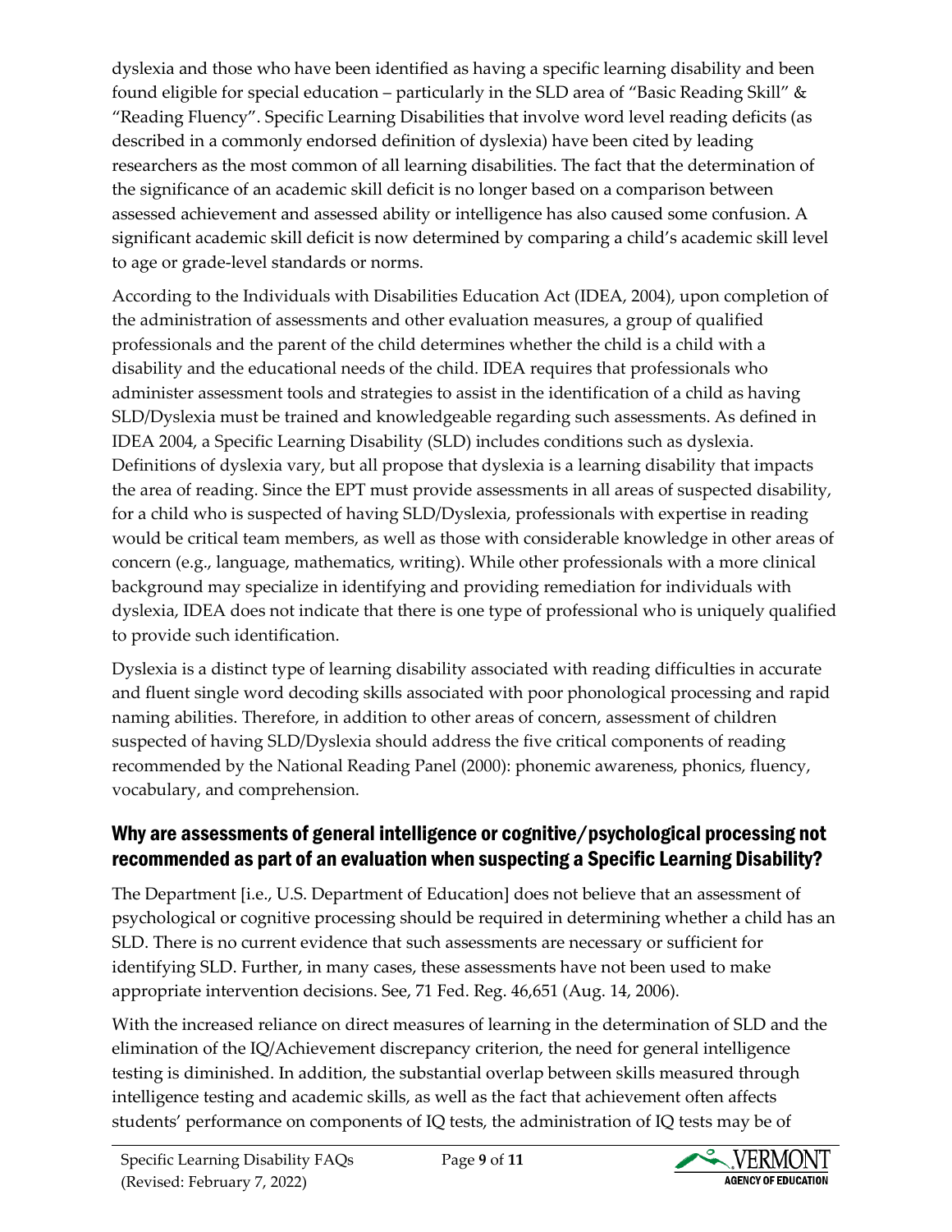dyslexia and those who have been identified as having a specific learning disability and been found eligible for special education – particularly in the SLD area of "Basic Reading Skill" & "Reading Fluency". Specific Learning Disabilities that involve word level reading deficits (as described in a commonly endorsed definition of dyslexia) have been cited by leading researchers as the most common of all learning disabilities. The fact that the determination of the significance of an academic skill deficit is no longer based on a comparison between assessed achievement and assessed ability or intelligence has also caused some confusion. A significant academic skill deficit is now determined by comparing a child's academic skill level to age or grade-level standards or norms.

According to the Individuals with Disabilities Education Act (IDEA, 2004), upon completion of the administration of assessments and other evaluation measures, a group of qualified professionals and the parent of the child determines whether the child is a child with a disability and the educational needs of the child. IDEA requires that professionals who administer assessment tools and strategies to assist in the identification of a child as having SLD/Dyslexia must be trained and knowledgeable regarding such assessments. As defined in IDEA 2004, a Specific Learning Disability (SLD) includes conditions such as dyslexia. Definitions of dyslexia vary, but all propose that dyslexia is a learning disability that impacts the area of reading. Since the EPT must provide assessments in all areas of suspected disability, for a child who is suspected of having SLD/Dyslexia, professionals with expertise in reading would be critical team members, as well as those with considerable knowledge in other areas of concern (e.g., language, mathematics, writing). While other professionals with a more clinical background may specialize in identifying and providing remediation for individuals with dyslexia, IDEA does not indicate that there is one type of professional who is uniquely qualified to provide such identification.

Dyslexia is a distinct type of learning disability associated with reading difficulties in accurate and fluent single word decoding skills associated with poor phonological processing and rapid naming abilities. Therefore, in addition to other areas of concern, assessment of children suspected of having SLD/Dyslexia should address the five critical components of reading recommended by the National Reading Panel (2000): phonemic awareness, phonics, fluency, vocabulary, and comprehension.

## Why are assessments of general intelligence or cognitive/psychological processing not recommended as part of an evaluation when suspecting a Specific Learning Disability?

The Department [i.e., U.S. Department of Education] does not believe that an assessment of psychological or cognitive processing should be required in determining whether a child has an SLD. There is no current evidence that such assessments are necessary or sufficient for identifying SLD. Further, in many cases, these assessments have not been used to make appropriate intervention decisions. See, 71 Fed. Reg. 46,651 (Aug. 14, 2006).

With the increased reliance on direct measures of learning in the determination of SLD and the elimination of the IQ/Achievement discrepancy criterion, the need for general intelligence testing is diminished. In addition, the substantial overlap between skills measured through intelligence testing and academic skills, as well as the fact that achievement often affects students' performance on components of IQ tests, the administration of IQ tests may be of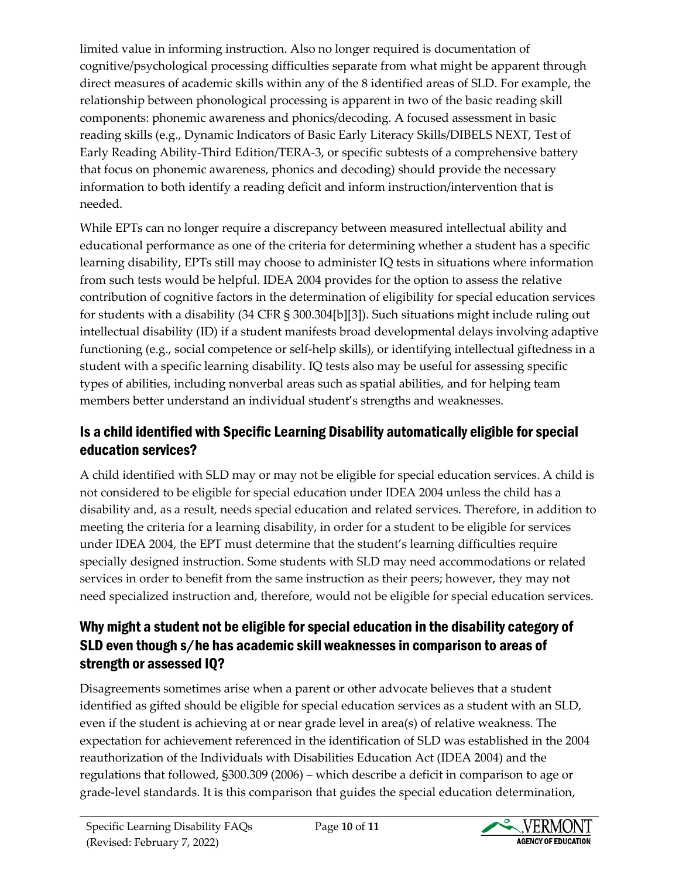limited value in informing instruction. Also no longer required is documentation of cognitive/psychological processing difficulties separate from what might be apparent through direct measures of academic skills within any of the 8 identified areas of SLD. For example, the relationship between phonological processing is apparent in two of the basic reading skill components: phonemic awareness and phonics/decoding. A focused assessment in basic reading skills (e.g., Dynamic Indicators of Basic Early Literacy Skills/DIBELS NEXT, Test of Early Reading Ability-Third Edition/TERA-3, or specific subtests of a comprehensive battery that focus on phonemic awareness, phonics and decoding) should provide the necessary information to both identify a reading deficit and inform instruction/intervention that is needed.

While EPTs can no longer require a discrepancy between measured intellectual ability and educational performance as one of the criteria for determining whether a student has a specific learning disability, EPTs still may choose to administer IQ tests in situations where information from such tests would be helpful. IDEA 2004 provides for the option to assess the relative contribution of cognitive factors in the determination of eligibility for special education services for students with a disability (34 CFR § 300.304[b][3]). Such situations might include ruling out intellectual disability (ID) if a student manifests broad developmental delays involving adaptive functioning (e.g., social competence or self-help skills), or identifying intellectual giftedness in a student with a specific learning disability. IQ tests also may be useful for assessing specific types of abilities, including nonverbal areas such as spatial abilities, and for helping team members better understand an individual student's strengths and weaknesses.

## Is a child identified with Specific Learning Disability automatically eligible for special education services?

A child identified with SLD may or may not be eligible for special education services. A child is not considered to be eligible for special education under IDEA 2004 unless the child has a disability and, as a result, needs special education and related services. Therefore, in addition to meeting the criteria for a learning disability, in order for a student to be eligible for services under IDEA 2004, the EPT must determine that the student's learning difficulties require specially designed instruction. Some students with SLD may need accommodations or related services in order to benefit from the same instruction as their peers; however, they may not need specialized instruction and, therefore, would not be eligible for special education services.

## Why might a student not be eligible for special education in the disability category of SLD even though s/he has academic skill weaknesses in comparison to areas of strength or assessed IQ?

Disagreements sometimes arise when a parent or other advocate believes that a student identified as gifted should be eligible for special education services as a student with an SLD, even if the student is achieving at or near grade level in area(s) of relative weakness. The expectation for achievement referenced in the identification of SLD was established in the 2004 reauthorization of the Individuals with Disabilities Education Act (IDEA 2004) and the regulations that followed, §300.309 (2006) – which describe a deficit in comparison to age or grade-level standards. It is this comparison that guides the special education determination,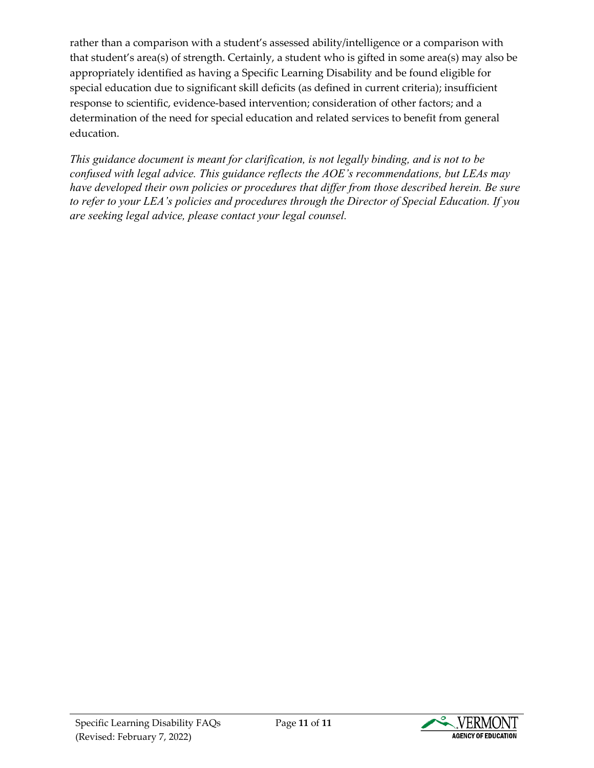rather than a comparison with a student's assessed ability/intelligence or a comparison with that student's area(s) of strength. Certainly, a student who is gifted in some area(s) may also be appropriately identified as having a Specific Learning Disability and be found eligible for special education due to significant skill deficits (as defined in current criteria); insufficient response to scientific, evidence-based intervention; consideration of other factors; and a determination of the need for special education and related services to benefit from general education.

*This guidance document is meant for clarification, is not legally binding, and is not to be confused with legal advice. This guidance reflects the AOE's recommendations, but LEAs may have developed their own policies or procedures that differ from those described herein. Be sure to refer to your LEA's policies and procedures through the Director of Special Education. If you are seeking legal advice, please contact your legal counsel.*